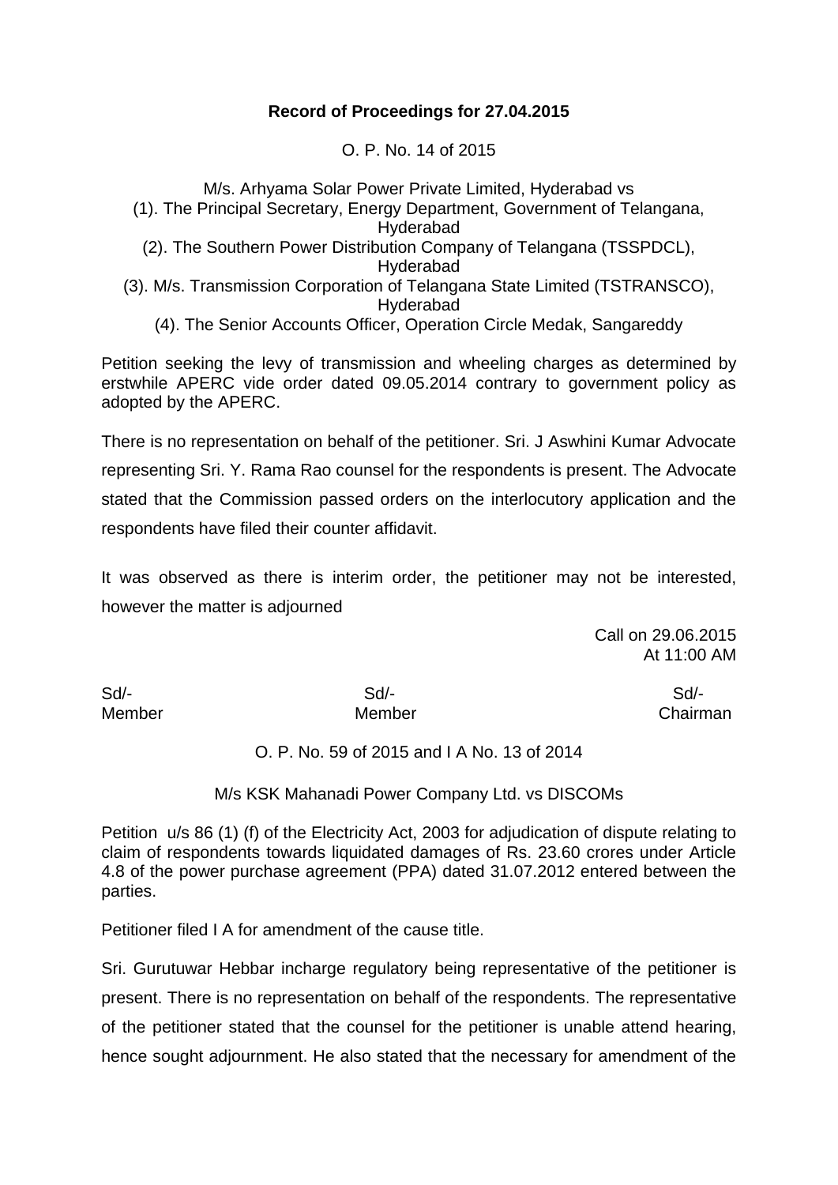## Record of Proceedings for 27.04.2015

O. P. No. 14 of 2015

M/s. Arhyama Solar Power Private Limited, Hyderabad vs
(1). The Principal Secretary, Energy Department, Government of Telangana, Hyderabad
(2). The Southern Power Distribution Company of Telangana (TSSPDCL), Hyderabad
(3). M/s. Transmission Corporation of Telangana State Limited (TSTRANSCO), Hyderabad
(4). The Senior Accounts Officer, Operation Circle Medak, Sangareddy

Petition seeking the levy of transmission and wheeling charges as determined by erstwhile APERC vide order dated 09.05.2014 contrary to government policy as adopted by the APERC.

There is no representation on behalf of the petitioner. Sri. J Aswhini Kumar Advocate representing Sri. Y. Rama Rao counsel for the respondents is present. The Advocate stated that the Commission passed orders on the interlocutory application and the respondents have filed their counter affidavit.

It was observed as there is interim order, the petitioner may not be interested, however the matter is adjourned

Call on 29.06.2015
At 11:00 AM

| Sd/- | Sd/- | Sd/- |
|---|---|---|
| Member | Member | Chairman |

O. P. No. 59 of 2015 and I A No. 13 of 2014

M/s KSK Mahanadi Power Company Ltd. vs DISCOMs

Petition u/s 86 (1) (f) of the Electricity Act, 2003 for adjudication of dispute relating to claim of respondents towards liquidated damages of Rs. 23.60 crores under Article 4.8 of the power purchase agreement (PPA) dated 31.07.2012 entered between the parties.

Petitioner filed I A for amendment of the cause title.

Sri. Gurutuwar Hebbar incharge regulatory being representative of the petitioner is present. There is no representation on behalf of the respondents. The representative of the petitioner stated that the counsel for the petitioner is unable attend hearing, hence sought adjournment. He also stated that the necessary for amendment of the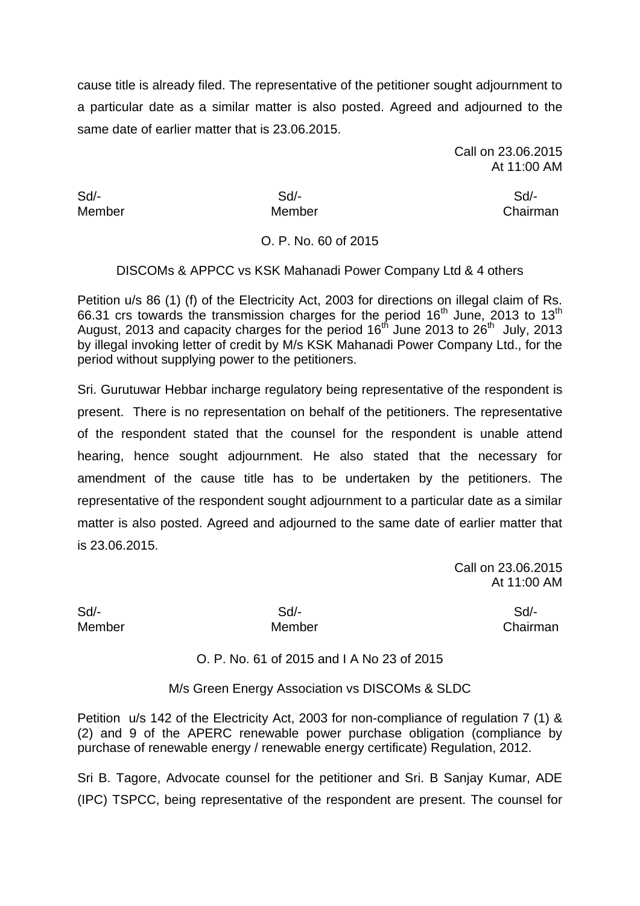cause title is already filed. The representative of the petitioner sought adjournment to a particular date as a similar matter is also posted. Agreed and adjourned to the same date of earlier matter that is 23.06.2015.

Call on 23.06.2015
At 11:00 AM

| Sd/- | Sd/- | Sd/- |
|---|---|---|
| Member | Member | Chairman |

O. P. No. 60 of 2015

DISCOMs & APPCC vs KSK Mahanadi Power Company Ltd & 4 others

Petition u/s 86 (1) (f) of the Electricity Act, 2003 for directions on illegal claim of Rs. 66.31 crs towards the transmission charges for the period 16th June, 2013 to 13th August, 2013 and capacity charges for the period 16th June 2013 to 26th July, 2013 by illegal invoking letter of credit by M/s KSK Mahanadi Power Company Ltd., for the period without supplying power to the petitioners.

Sri. Gurutuwar Hebbar incharge regulatory being representative of the respondent is present. There is no representation on behalf of the petitioners. The representative of the respondent stated that the counsel for the respondent is unable attend hearing, hence sought adjournment. He also stated that the necessary for amendment of the cause title has to be undertaken by the petitioners. The representative of the respondent sought adjournment to a particular date as a similar matter is also posted. Agreed and adjourned to the same date of earlier matter that is 23.06.2015.

Call on 23.06.2015
At 11:00 AM

| Sd/- | Sd/- | Sd/- |
|---|---|---|
| Member | Member | Chairman |

O. P. No. 61 of 2015 and I A No 23 of 2015

M/s Green Energy Association vs DISCOMs & SLDC

Petition u/s 142 of the Electricity Act, 2003 for non-compliance of regulation 7 (1) & (2) and 9 of the APERC renewable power purchase obligation (compliance by purchase of renewable energy / renewable energy certificate) Regulation, 2012.

Sri B. Tagore, Advocate counsel for the petitioner and Sri. B Sanjay Kumar, ADE (IPC) TSPCC, being representative of the respondent are present. The counsel for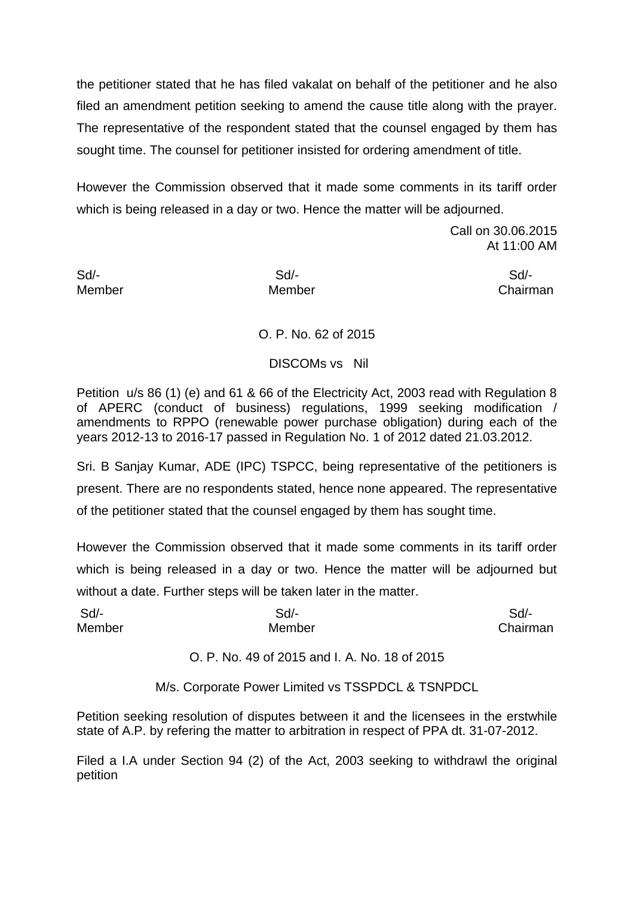the petitioner stated that he has filed vakalat on behalf of the petitioner and he also filed an amendment petition seeking to amend the cause title along with the prayer. The representative of the respondent stated that the counsel engaged by them has sought time. The counsel for petitioner insisted for ordering amendment of title.

However the Commission observed that it made some comments in its tariff order which is being released in a day or two. Hence the matter will be adjourned.

Call on 30.06.2015
At 11:00 AM

| Sd/- | Sd/- | Sd/- |
|---|---|---|
| Member | Member | Chairman |

O. P. No. 62 of 2015

DISCOMs vs Nil

Petition u/s 86 (1) (e) and 61 & 66 of the Electricity Act, 2003 read with Regulation 8 of APERC (conduct of business) regulations, 1999 seeking modification / amendments to RPPO (renewable power purchase obligation) during each of the years 2012-13 to 2016-17 passed in Regulation No. 1 of 2012 dated 21.03.2012.

Sri. B Sanjay Kumar, ADE (IPC) TSPCC, being representative of the petitioners is present. There are no respondents stated, hence none appeared. The representative of the petitioner stated that the counsel engaged by them has sought time.

However the Commission observed that it made some comments in its tariff order which is being released in a day or two. Hence the matter will be adjourned but without a date. Further steps will be taken later in the matter.

| Sd/- | Sd/- | Sd/- |
|---|---|---|
| Member | Member | Chairman |

O. P. No. 49 of 2015 and I. A. No. 18 of 2015

M/s. Corporate Power Limited vs TSSPDCL & TSNPDCL

Petition seeking resolution of disputes between it and the licensees in the erstwhile state of A.P. by refering the matter to arbitration in respect of PPA dt. 31-07-2012.

Filed a I.A under Section 94 (2) of the Act, 2003 seeking to withdrawl the original petition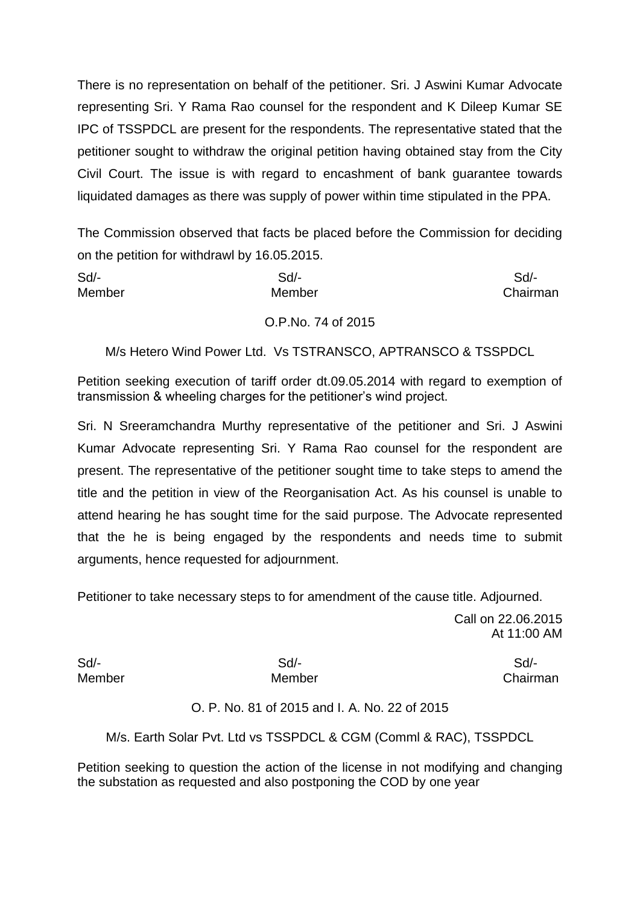There is no representation on behalf of the petitioner. Sri. J Aswini Kumar Advocate representing Sri. Y Rama Rao counsel for the respondent and K Dileep Kumar SE IPC of TSSPDCL are present for the respondents. The representative stated that the petitioner sought to withdraw the original petition having obtained stay from the City Civil Court. The issue is with regard to encashment of bank guarantee towards liquidated damages as there was supply of power within time stipulated in the PPA.

The Commission observed that facts be placed before the Commission for deciding on the petition for withdrawl by 16.05.2015.

| Sd/- | Sd/- | Sd/- |
|---|---|---|
| Member | Member | Chairman |

O.P.No. 74 of 2015

M/s Hetero Wind Power Ltd. Vs TSTRANSCO, APTRANSCO & TSSPDCL

Petition seeking execution of tariff order dt.09.05.2014 with regard to exemption of transmission & wheeling charges for the petitioner's wind project.

Sri. N Sreeramchandra Murthy representative of the petitioner and Sri. J Aswini Kumar Advocate representing Sri. Y Rama Rao counsel for the respondent are present. The representative of the petitioner sought time to take steps to amend the title and the petition in view of the Reorganisation Act. As his counsel is unable to attend hearing he has sought time for the said purpose. The Advocate represented that the he is being engaged by the respondents and needs time to submit arguments, hence requested for adjournment.

Petitioner to take necessary steps to for amendment of the cause title. Adjourned.

Call on 22.06.2015
At 11:00 AM

| Sd/- | Sd/- | Sd/- |
|---|---|---|
| Member | Member | Chairman |

O. P. No. 81 of 2015 and I. A. No. 22 of 2015

M/s. Earth Solar Pvt. Ltd vs TSSPDCL & CGM (Comml & RAC), TSSPDCL

Petition seeking to question the action of the license in not modifying and changing the substation as requested and also postponing the COD by one year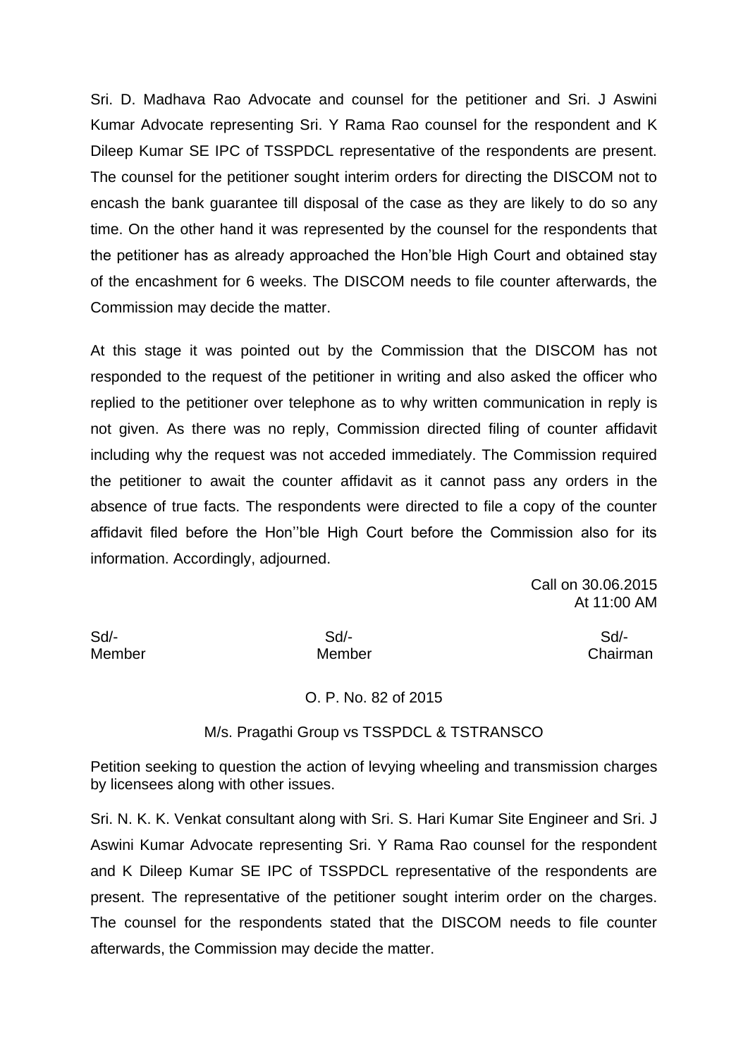Sri. D. Madhava Rao Advocate and counsel for the petitioner and Sri. J Aswini Kumar Advocate representing Sri. Y Rama Rao counsel for the respondent and K Dileep Kumar SE IPC of TSSPDCL representative of the respondents are present. The counsel for the petitioner sought interim orders for directing the DISCOM not to encash the bank guarantee till disposal of the case as they are likely to do so any time. On the other hand it was represented by the counsel for the respondents that the petitioner has as already approached the Hon'ble High Court and obtained stay of the encashment for 6 weeks. The DISCOM needs to file counter afterwards, the Commission may decide the matter.

At this stage it was pointed out by the Commission that the DISCOM has not responded to the request of the petitioner in writing and also asked the officer who replied to the petitioner over telephone as to why written communication in reply is not given. As there was no reply, Commission directed filing of counter affidavit including why the request was not acceded immediately. The Commission required the petitioner to await the counter affidavit as it cannot pass any orders in the absence of true facts. The respondents were directed to file a copy of the counter affidavit filed before the Hon''ble High Court before the Commission also for its information. Accordingly, adjourned.

Call on 30.06.2015
At 11:00 AM

| Sd/- | Sd/- | Sd/- |
|---|---|---|
| Member | Member | Chairman |

O. P. No. 82 of 2015

M/s. Pragathi Group vs TSSPDCL & TSTRANSCO

Petition seeking to question the action of levying wheeling and transmission charges by licensees along with other issues.

Sri. N. K. K. Venkat consultant along with Sri. S. Hari Kumar Site Engineer and Sri. J Aswini Kumar Advocate representing Sri. Y Rama Rao counsel for the respondent and K Dileep Kumar SE IPC of TSSPDCL representative of the respondents are present. The representative of the petitioner sought interim order on the charges. The counsel for the respondents stated that the DISCOM needs to file counter afterwards, the Commission may decide the matter.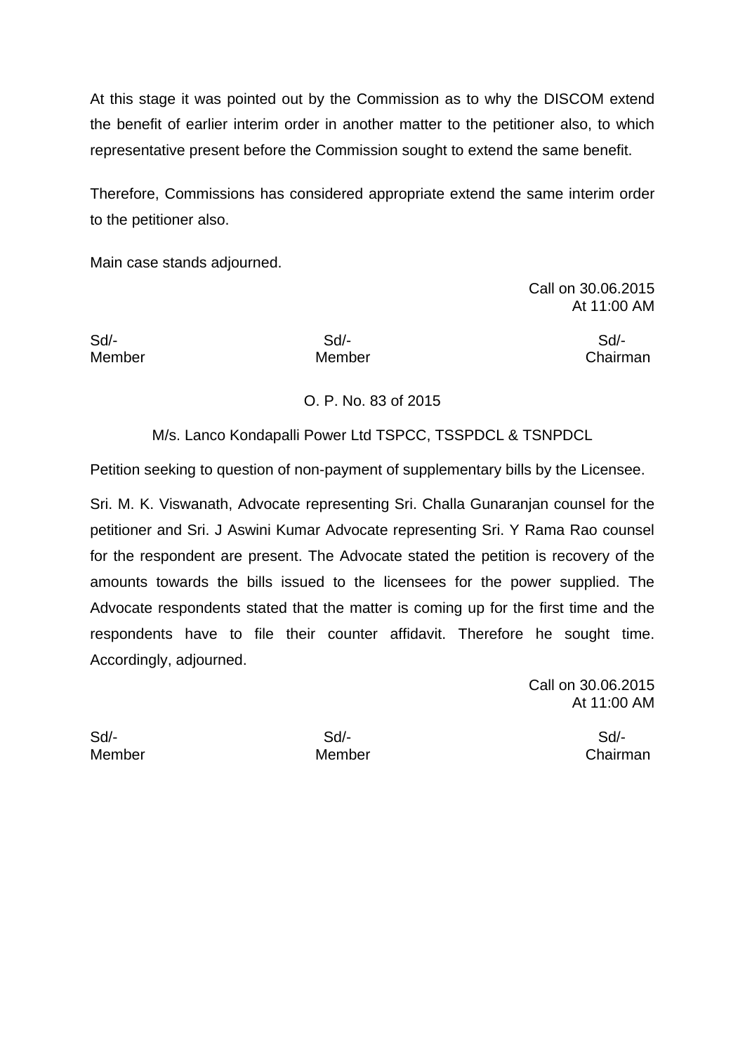At this stage it was pointed out by the Commission as to why the DISCOM extend the benefit of earlier interim order in another matter to the petitioner also, to which representative present before the Commission sought to extend the same benefit.

Therefore, Commissions has considered appropriate extend the same interim order to the petitioner also.

Main case stands adjourned.

Call on 30.06.2015
At 11:00 AM

| | | |
|---|---|---|
| Sd/- | Sd/- | Sd/- |
| Member | Member | Chairman |

O. P. No. 83 of 2015

M/s. Lanco Kondapalli Power Ltd TSPCC, TSSPDCL & TSNPDCL

Petition seeking to question of non-payment of supplementary bills by the Licensee.

Sri. M. K. Viswanath, Advocate representing Sri. Challa Gunaranjan counsel for the petitioner and Sri. J Aswini Kumar Advocate representing Sri. Y Rama Rao counsel for the respondent are present. The Advocate stated the petition is recovery of the amounts towards the bills issued to the licensees for the power supplied. The Advocate respondents stated that the matter is coming up for the first time and the respondents have to file their counter affidavit. Therefore he sought time. Accordingly, adjourned.

Call on 30.06.2015
At 11:00 AM

| | | |
|---|---|---|
| Sd/- | Sd/- | Sd/- |
| Member | Member | Chairman |